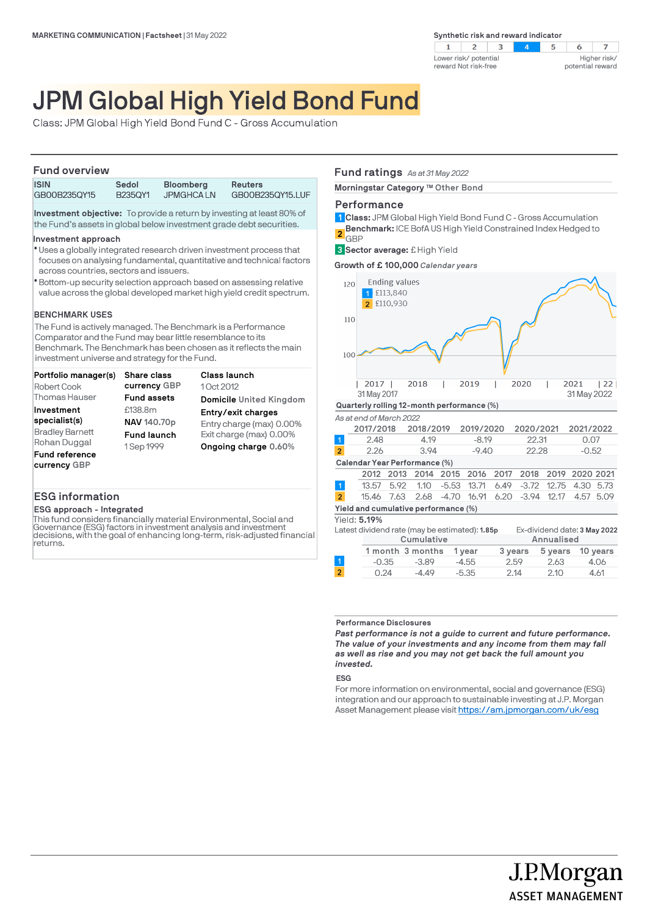MARKETING COMMUNICATION | Factsheet | 31 May 2022

**Synthetic risk and reward indicator**

| 1 | 2 | 3 | **4** | 5 | 6 | 7 |
|---|---|---|---|---|---|---|

Lower risk/ potential reward Not risk-free — Higher risk/ potential reward

# JPM Global High Yield Bond Fund

Class: JPM Global High Yield Bond Fund C - Gross Accumulation

## Fund overview

| ISIN | Sedol | Bloomberg | Reuters |
|---|---|---|---|
| GB00B235QY15 | B235QY1 | JPMGHCA LN | GB00B235QY15.LUF |

**Investment objective:** To provide a return by investing at least 80% of the Fund's assets in global below investment grade debt securities.

**Investment approach**

- Uses a globally integrated research driven investment process that focuses on analysing fundamental, quantitative and technical factors across countries, sectors and issuers.
- Bottom-up security selection approach based on assessing relative value across the global developed market high yield credit spectrum.

**BENCHMARK USES**

The Fund is actively managed. The Benchmark is a Performance Comparator and the Fund may bear little resemblance to its Benchmark. The Benchmark has been chosen as it reflects the main investment universe and strategy for the Fund.

**Portfolio manager(s)**
Robert Cook
Thomas Hauser

**Investment specialist(s)**
Bradley Barnett
Rohan Duggal

**Fund reference currency** GBP

**Share class currency** GBP

**Fund assets**
£138.8m

**NAV** 140.70p

**Fund launch**
1 Sep 1999

**Class launch**
1 Oct 2012

**Domicile** United Kingdom

**Entry/exit charges**
Entry charge (max) 0.00%
Exit charge (max) 0.00%

**Ongoing charge** 0.60%

## ESG information

**ESG approach - Integrated**

This fund considers financially material Environmental, Social and Governance (ESG) factors in investment analysis and investment decisions, with the goal of enhancing long-term, risk-adjusted financial returns.

## Fund ratings *As at 31 May 2022*

**Morningstar Category ™** Other Bond

## Performance

1 **Class:** JPM Global High Yield Bond Fund C - Gross Accumulation
2 **Benchmark:** ICE BofA US High Yield Constrained Index Hedged to GBP
3 **Sector average:** £ High Yield

**Growth of £ 100,000** *Calendar years*

Ending values
1 £113,840
2 £110,930

31 May 2017 – 31 May 2022

**Quarterly rolling 12-month performance (%)**

*As at end of March 2022*

| | 2017/2018 | 2018/2019 | 2019/2020 | 2020/2021 | 2021/2022 |
|---|---|---|---|---|---|
| 1 | 2.48 | 4.19 | -8.19 | 22.31 | 0.07 |
| 2 | 2.26 | 3.94 | -9.40 | 22.28 | -0.52 |

**Calendar Year Performance (%)**

| | 2012 | 2013 | 2014 | 2015 | 2016 | 2017 | 2018 | 2019 | 2020 | 2021 |
|---|---|---|---|---|---|---|---|---|---|---|
| 1 | 13.57 | 5.92 | 1.10 | -5.53 | 13.71 | 6.49 | -3.72 | 12.75 | 4.30 | 5.73 |
| 2 | 15.46 | 7.63 | 2.68 | -4.70 | 16.91 | 6.20 | -3.94 | 12.17 | 4.57 | 5.09 |

**Yield and cumulative performance (%)**

Yield: **5.19%**

Latest dividend rate (may be estimated): **1.85p** Ex-dividend date: **3 May 2022**

| | Cumulative | | | Annualised | | |
|---|---|---|---|---|---|---|
| | 1 month | 3 months | 1 year | 3 years | 5 years | 10 years |
| 1 | -0.35 | -3.89 | -4.55 | 2.59 | 2.63 | 4.06 |
| 2 | 0.24 | -4.49 | -5.35 | 2.14 | 2.10 | 4.61 |

**Performance Disclosures**

***Past performance is not a guide to current and future performance. The value of your investments and any income from them may fall as well as rise and you may not get back the full amount you invested.***

**ESG**

For more information on environmental, social and governance (ESG) integration and our approach to sustainable investing at J.P. Morgan Asset Management please visit https://am.jpmorgan.com/uk/esg

J.P.Morgan ASSET MANAGEMENT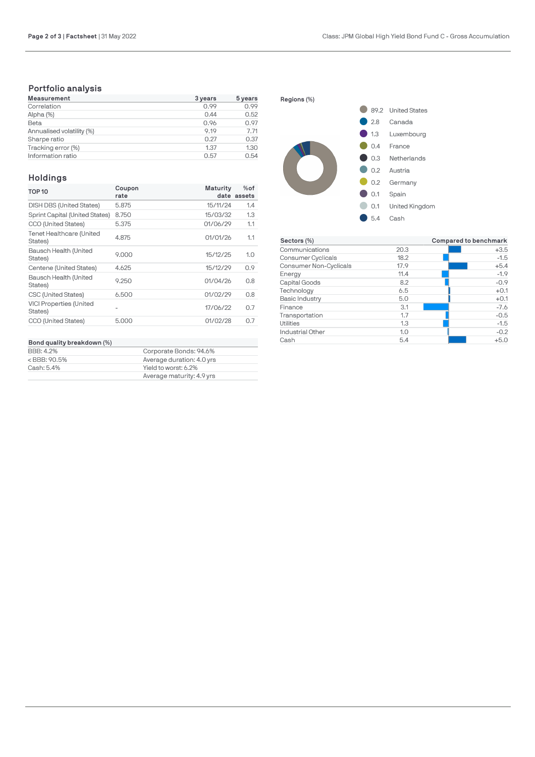## Portfolio analysis

| Measurement | 3 years | 5 years |
|---|---|---|
| Correlation | 0.99 | 0.99 |
| Alpha (%) | 0.44 | 0.52 |
| Beta | 0.96 | 0.97 |
| Annualised volatility (%) | 9.19 | 7.71 |
| Sharpe ratio | 0.27 | 0.37 |
| Tracking error (%) | 1.37 | 1.30 |
| Information ratio | 0.57 | 0.54 |

## Holdings

| TOP 10 | Coupon rate | Maturity date | % of assets |
|---|---|---|---|
| DISH DBS (United States) | 5.875 | 15/11/24 | 1.4 |
| Sprint Capital (United States) | 8.750 | 15/03/32 | 1.3 |
| CCO (United States) | 5.375 | 01/06/29 | 1.1 |
| Tenet Healthcare (United States) | 4.875 | 01/01/26 | 1.1 |
| Bausch Health (United States) | 9.000 | 15/12/25 | 1.0 |
| Centene (United States) | 4.625 | 15/12/29 | 0.9 |
| Bausch Health (United States) | 9.250 | 01/04/26 | 0.8 |
| CSC (United States) | 6.500 | 01/02/29 | 0.8 |
| VICI Properties (United States) | - | 17/06/22 | 0.7 |
| CCO (United States) | 5.000 | 01/02/28 | 0.7 |

| Bond quality breakdown (%) | |
|---|---|
| BBB: 4.2% | Corporate Bonds: 94.6% |
| < BBB: 90.5% | Average duration: 4.0 yrs |
| Cash: 5.4% | Yield to worst: 6.2% |
| | Average maturity: 4.9 yrs |

**Regions (%)**

| % | Region |
|---|---|
| 89.2 | United States |
| 2.8 | Canada |
| 1.3 | Luxembourg |
| 0.4 | France |
| 0.3 | Netherlands |
| 0.2 | Austria |
| 0.2 | Germany |
| 0.1 | Spain |
| 0.1 | United Kingdom |
| 5.4 | Cash |

| Sectors (%) | | Compared to benchmark |
|---|---|---|
| Communications | 20.3 | +3.5 |
| Consumer Cyclicals | 18.2 | -1.5 |
| Consumer Non-Cyclicals | 17.9 | +5.4 |
| Energy | 11.4 | -1.9 |
| Capital Goods | 8.2 | -0.9 |
| Technology | 6.5 | +0.1 |
| Basic Industry | 5.0 | +0.1 |
| Finance | 3.1 | -7.6 |
| Transportation | 1.7 | -0.5 |
| Utilities | 1.3 | -1.5 |
| Industrial Other | 1.0 | -0.2 |
| Cash | 5.4 | +5.0 |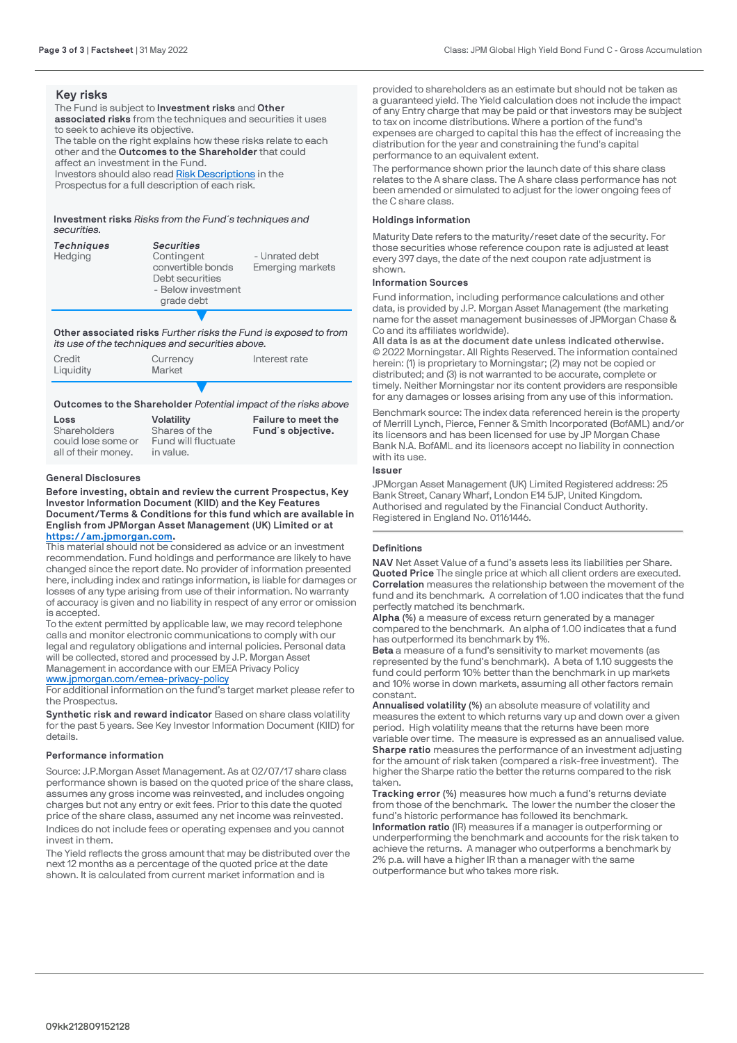## Key risks

The Fund is subject to **Investment risks** and **Other associated risks** from the techniques and securities it uses to seek to achieve its objective.

The table on the right explains how these risks relate to each other and the **Outcomes to the Shareholder** that could affect an investment in the Fund.

Investors should also read Risk Descriptions in the Prospectus for a full description of each risk.

**Investment risks** *Risks from the Fund´s techniques and securities.*

| *Techniques* | *Securities* | |
|---|---|---|
| Hedging | Contingent convertible bonds<br>Debt securities<br>- Below investment grade debt | - Unrated debt<br>Emerging markets |

**Other associated risks** *Further risks the Fund is exposed to from its use of the techniques and securities above.*

| | | |
|---|---|---|
| Credit | Currency | Interest rate |
| Liquidity | Market | |

**Outcomes to the Shareholder** *Potential impact of the risks above*

| Loss | Volatility | Failure to meet the Fund´s objective. |
|---|---|---|
| Shareholders could lose some or all of their money. | Shares of the Fund will fluctuate in value. | |

### General Disclosures

**Before investing, obtain and review the current Prospectus, Key Investor Information Document (KIID) and the Key Features Document/Terms & Conditions for this fund which are available in English from JPMorgan Asset Management (UK) Limited or at https://am.jpmorgan.com.**

This material should not be considered as advice or an investment recommendation. Fund holdings and performance are likely to have changed since the report date. No provider of information presented here, including index and ratings information, is liable for damages or losses of any type arising from use of their information. No warranty of accuracy is given and no liability in respect of any error or omission is accepted.

To the extent permitted by applicable law, we may record telephone calls and monitor electronic communications to comply with our legal and regulatory obligations and internal policies. Personal data will be collected, stored and processed by J.P. Morgan Asset Management in accordance with our EMEA Privacy Policy www.jpmorgan.com/emea-privacy-policy

For additional information on the fund's target market please refer to the Prospectus.

**Synthetic risk and reward indicator** Based on share class volatility for the past 5 years. See Key Investor Information Document (KIID) for details.

### Performance information

Source: J.P.Morgan Asset Management. As at 02/07/17 share class performance shown is based on the quoted price of the share class, assumes any gross income was reinvested, and includes ongoing charges but not any entry or exit fees. Prior to this date the quoted price of the share class, assumed any net income was reinvested.

Indices do not include fees or operating expenses and you cannot invest in them.

The Yield reflects the gross amount that may be distributed over the next 12 months as a percentage of the quoted price at the date shown. It is calculated from current market information and is provided to shareholders as an estimate but should not be taken as a guaranteed yield. The Yield calculation does not include the impact of any Entry charge that may be paid or that investors may be subject to tax on income distributions. Where a portion of the fund's expenses are charged to capital this has the effect of increasing the distribution for the year and constraining the fund's capital performance to an equivalent extent.

The performance shown prior the launch date of this share class relates to the A share class. The A share class performance has not been amended or simulated to adjust for the lower ongoing fees of the C share class.

### Holdings information

Maturity Date refers to the maturity/reset date of the security. For those securities whose reference coupon rate is adjusted at least every 397 days, the date of the next coupon rate adjustment is shown.

### Information Sources

Fund information, including performance calculations and other data, is provided by J.P. Morgan Asset Management (the marketing name for the asset management businesses of JPMorgan Chase & Co and its affiliates worldwide).

**All data is as at the document date unless indicated otherwise.**

© 2022 Morningstar. All Rights Reserved. The information contained herein: (1) is proprietary to Morningstar; (2) may not be copied or distributed; and (3) is not warranted to be accurate, complete or timely. Neither Morningstar nor its content providers are responsible for any damages or losses arising from any use of this information.

Benchmark source: The index data referenced herein is the property of Merrill Lynch, Pierce, Fenner & Smith Incorporated (BofAML) and/or its licensors and has been licensed for use by JP Morgan Chase Bank N.A. BofAML and its licensors accept no liability in connection with its use.

### Issuer

JPMorgan Asset Management (UK) Limited Registered address: 25 Bank Street, Canary Wharf, London E14 5JP, United Kingdom. Authorised and regulated by the Financial Conduct Authority. Registered in England No. 01161446.

### Definitions

**NAV** Net Asset Value of a fund's assets less its liabilities per Share.
**Quoted Price** The single price at which all client orders are executed.
**Correlation** measures the relationship between the movement of the fund and its benchmark. A correlation of 1.00 indicates that the fund perfectly matched its benchmark.
**Alpha (%)** a measure of excess return generated by a manager compared to the benchmark. An alpha of 1.00 indicates that a fund has outperformed its benchmark by 1%.
**Beta** a measure of a fund's sensitivity to market movements (as represented by the fund's benchmark). A beta of 1.10 suggests the fund could perform 10% better than the benchmark in up markets and 10% worse in down markets, assuming all other factors remain constant.
**Annualised volatility (%)** an absolute measure of volatility and measures the extent to which returns vary up and down over a given period. High volatility means that the returns have been more variable over time. The measure is expressed as an annualised value.
**Sharpe ratio** measures the performance of an investment adjusting for the amount of risk taken (compared a risk-free investment). The higher the Sharpe ratio the better the returns compared to the risk taken.
**Tracking error (%)** measures how much a fund's returns deviate from those of the benchmark. The lower the number the closer the fund's historic performance has followed its benchmark.
**Information ratio** (IR) measures if a manager is outperforming or underperforming the benchmark and accounts for the risk taken to achieve the returns. A manager who outperforms a benchmark by 2% p.a. will have a higher IR than a manager with the same outperformance but who takes more risk.

09kk212809152128